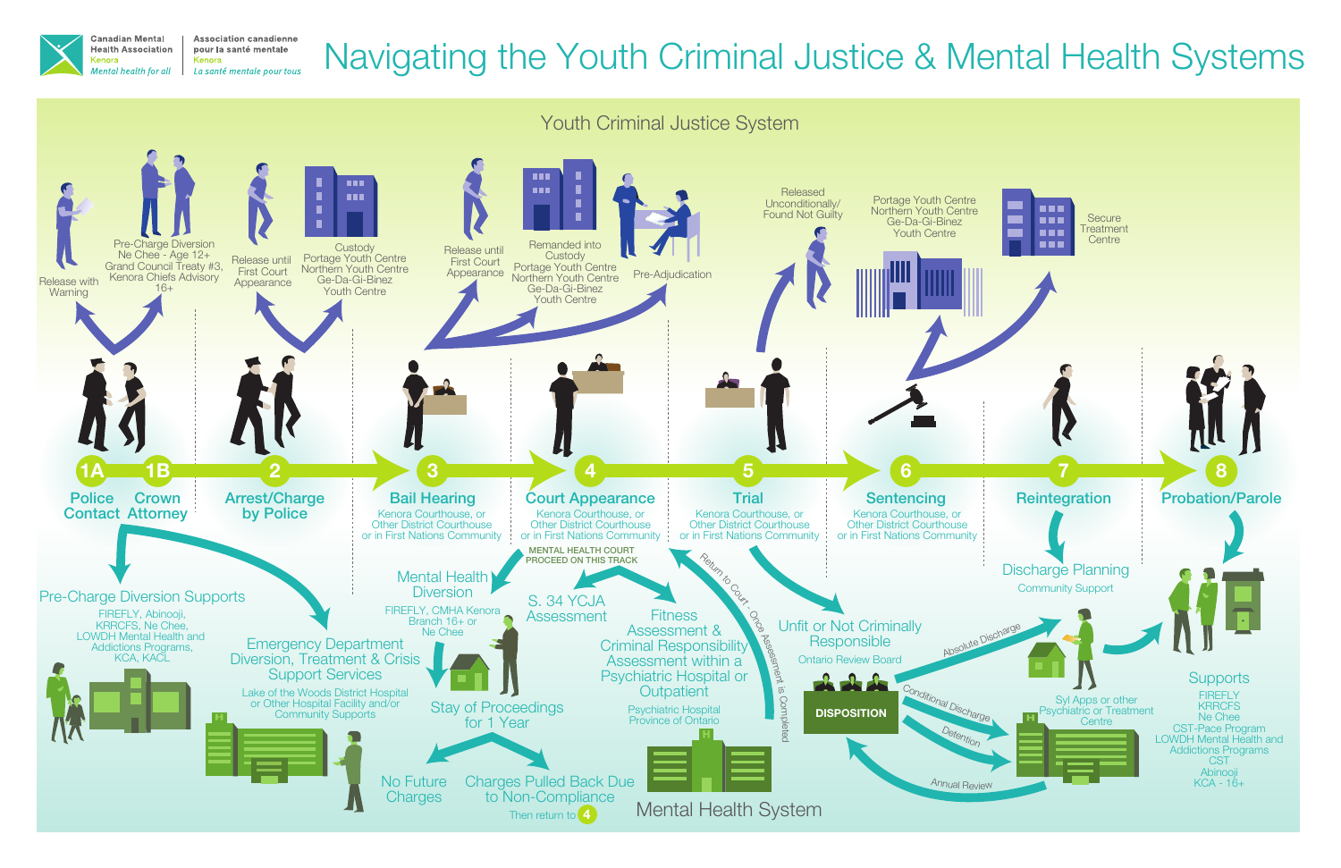Canadian Mental Health Association
Kenora
*Mental health for all*

Association canadienne pour la santé mentale
Kenora
*La santé mentale pour tous*

# Navigating the Youth Criminal Justice & Mental Health Systems

## Youth Criminal Justice System

Release with Warning

Pre-Charge Diversion
Ne Chee - Age 12+
Grand Council Treaty #3,
Kenora Chiefs Advisory 16+

Release until First Court Appearance

Custody
Portage Youth Centre
Northern Youth Centre
Ge-Da-Gi-Binez
Youth Centre

Release until First Court Appearance

Remanded into Custody
Portage Youth Centre
Northern Youth Centre
Ge-Da-Gi-Binez
Youth Centre

Pre-Adjudication

Released Unconditionally/
Found Not Guilty

Portage Youth Centre
Northern Youth Centre
Ge-Da-Gi-Binez
Youth Centre

Secure Treatment Centre

**1A** Police Contact
**1B** Crown Attorney

**2** Arrest/Charge by Police

**3** Bail Hearing
Kenora Courthouse, or Other District Courthouse or in First Nations Community

**4** Court Appearance
Kenora Courthouse, or Other District Courthouse or in First Nations Community

**5** Trial
Kenora Courthouse, or Other District Courthouse or in First Nations Community

**6** Sentencing
Kenora Courthouse, or Other District Courthouse or in First Nations Community

**7** Reintegration

**8** Probation/Parole

MENTAL HEALTH COURT PROCEED ON THIS TRACK

Return to Court - Once Assessment is Completed

### Pre-Charge Diversion Supports

FIREFLY, Abinooji,
KRRCFS, Ne Chee,
LOWDH Mental Health and Addictions Programs,
KCA, KACL

### Emergency Department Diversion, Treatment & Crisis Support Services

Lake of the Woods District Hospital or Other Hospital Facility and/or Community Supports

### Mental Health Diversion

FIREFLY, CMHA Kenora Branch 16+ or Ne Chee

Stay of Proceedings for 1 Year

No Future Charges

Charges Pulled Back Due to Non-Compliance
Then return to 4

### S. 34 YCJA Assessment

### Fitness Assessment & Criminal Responsibility Assessment within a Psychiatric Hospital or Outpatient

Psychiatric Hospital
Province of Ontario

### Unfit or Not Criminally Responsible

Ontario Review Board

DISPOSITION

Absolute Discharge
Conditional Discharge
Detention
Annual Review

Syl Apps or other Psychiatric or Treatment Centre

### Discharge Planning

Community Support

### Supports

FIREFLY
KRRCFS
Ne Chee
CST-Pace Program
LOWDH Mental Health and Addictions Programs
CST
Abinooji
KCA - 16+

## Mental Health System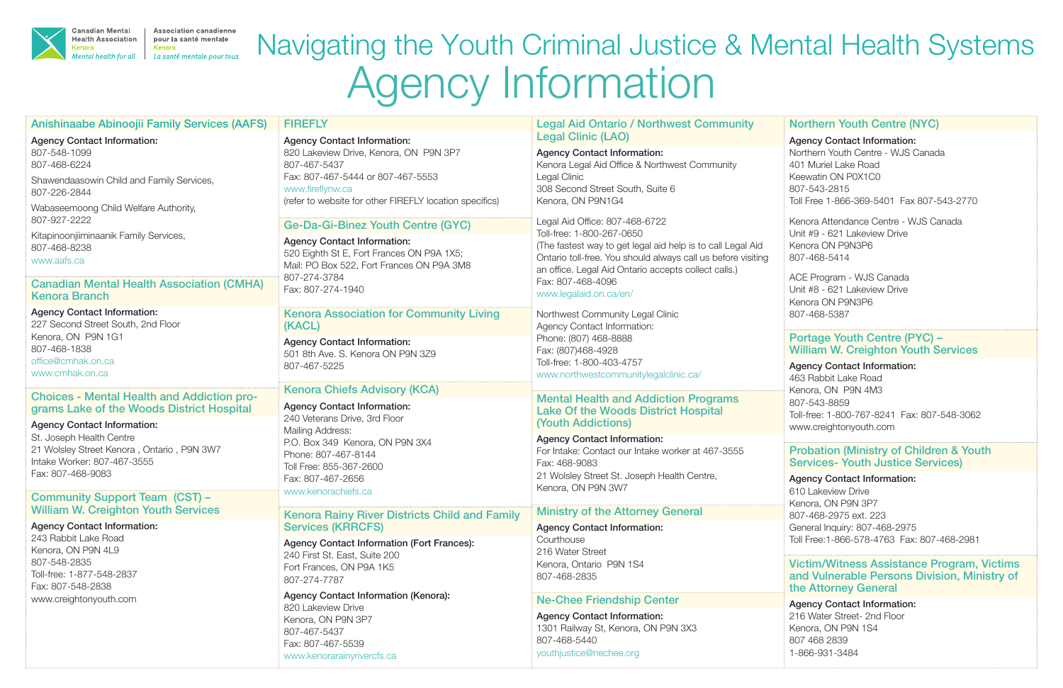Canadian Mental Health Association Kenora *Mental health for all* | Association canadienne pour la santé mentale Kenora *La santé mentale pour tous*

# Navigating the Youth Criminal Justice & Mental Health Systems
# Agency Information

## Anishinaabe Abinoojii Family Services (AAFS)

**Agency Contact Information:**
807-548-1099
807-468-6224

Shawendaasowin Child and Family Services,
807-226-2844

Wabaseemoong Child Welfare Authority,
807-927-2222

Kitapinoonjiiminaanik Family Services,
807-468-8238

www.aafs.ca

## Canadian Mental Health Association (CMHA) Kenora Branch

**Agency Contact Information:**
227 Second Street South, 2nd Floor
Kenora, ON P9N 1G1
807-468-1838
office@cmhak.on.ca
www.cmhak.on.ca

## Choices - Mental Health and Addiction programs Lake of the Woods District Hospital

**Agency Contact Information:**
St. Joseph Health Centre
21 Wolsley Street Kenora , Ontario , P9N 3W7
Intake Worker: 807-467-3555
Fax: 807-468-9083

## Community Support Team (CST) – William W. Creighton Youth Services

**Agency Contact Information:**
243 Rabbit Lake Road
Kenora, ON P9N 4L9
807-548-2835
Toll-free: 1-877-548-2837
Fax: 807-548-2838
www.creightonyouth.com

## FIREFLY

**Agency Contact Information:**
820 Lakeview Drive, Kenora, ON P9N 3P7
807-467-5437
Fax: 807-467-5444 or 807-467-5553
www.fireflynw.ca
(refer to website for other FIREFLY location specifics)

## Ge-Da-Gi-Binez Youth Centre (GYC)

**Agency Contact Information:**
520 Eighth St E, Fort Frances ON P9A 1X5;
Mail: PO Box 522, Fort Frances ON P9A 3M8
807-274-3784
Fax: 807-274-1940

## Kenora Association for Community Living (KACL)

**Agency Contact Information:**
501 8th Ave. S. Kenora ON P9N 3Z9
807-467-5225

## Kenora Chiefs Advisory (KCA)

**Agency Contact Information:**
240 Veterans Drive, 3rd Floor
Mailing Address:
P.O. Box 349 Kenora, ON P9N 3X4
Phone: 807-467-8144
Toll Free: 855-367-2600
Fax: 807-467-2656
www.kenorachiefs.ca

## Kenora Rainy River Districts Child and Family Services (KRRCFS)

**Agency Contact Information (Fort Frances):**
240 First St. East, Suite 200
Fort Frances, ON P9A 1K5
807-274-7787

**Agency Contact Information (Kenora):**
820 Lakeview Drive
Kenora, ON P9N 3P7
807-467-5437
Fax: 807-467-5539
www.kenorarainyrivercfs.ca

## Legal Aid Ontario / Northwest Community Legal Clinic (LAO)

**Agency Contact Information:**
Kenora Legal Aid Office & Northwest Community Legal Clinic
308 Second Street South, Suite 6
Kenora, ON P9N1G4

Legal Aid Office: 807-468-6722
Toll-free: 1-800-267-0650
(The fastest way to get legal aid help is to call Legal Aid Ontario toll-free. You should always call us before visiting an office. Legal Aid Ontario accepts collect calls.)
Fax: 807-468-4096
www.legalaid.on.ca/en/

Northwest Community Legal Clinic
Agency Contact Information:
Phone: (807) 468-8888
Fax: (807)468-4928
Toll-free: 1-800-403-4757
www.northwestcommunitylegalclinic.ca/

## Mental Health and Addiction Programs Lake Of the Woods District Hospital (Youth Addictions)

**Agency Contact Information:**
For Intake: Contact our Intake worker at 467-3555
Fax: 468-9083
21 Wolsley Street St. Joseph Health Centre,
Kenora, ON P9N 3W7

## Ministry of the Attorney General

**Agency Contact Information:**
Courthouse
216 Water Street
Kenora, Ontario P9N 1S4
807-468-2835

## Ne-Chee Friendship Center

**Agency Contact Information:**
1301 Railway St, Kenora, ON P9N 3X3
807-468-5440
youthjustice@nechee.org

## Northern Youth Centre (NYC)

**Agency Contact Information:**
Northern Youth Centre - WJS Canada
401 Muriel Lake Road
Keewatin ON P0X1C0
807-543-2815
Toll Free 1-866-369-5401 Fax 807-543-2770

Kenora Attendance Centre - WJS Canada
Unit #9 - 621 Lakeview Drive
Kenora ON P9N3P6
807-468-5414

ACE Program - WJS Canada
Unit #8 - 621 Lakeview Drive
Kenora ON P9N3P6
807-468-5387

## Portage Youth Centre (PYC) – William W. Creighton Youth Services

**Agency Contact Information:**
463 Rabbit Lake Road
Kenora, ON P9N 4M3
807-543-8859
Toll-free: 1-800-767-8241 Fax: 807-548-3062
www.creightonyouth.com

## Probation (Ministry of Children & Youth Services- Youth Justice Services)

**Agency Contact Information:**
610 Lakeview Drive
Kenora, ON P9N 3P7
807-468-2975 ext. 223
General Inquiry: 807-468-2975
Toll Free:1-866-578-4763 Fax: 807-468-2981

## Victim/Witness Assistance Program, Victims and Vulnerable Persons Division, Ministry of the Attorney General

**Agency Contact Information:**
216 Water Street- 2nd Floor
Kenora, ON P9N 1S4
807 468 2839
1-866-931-3484